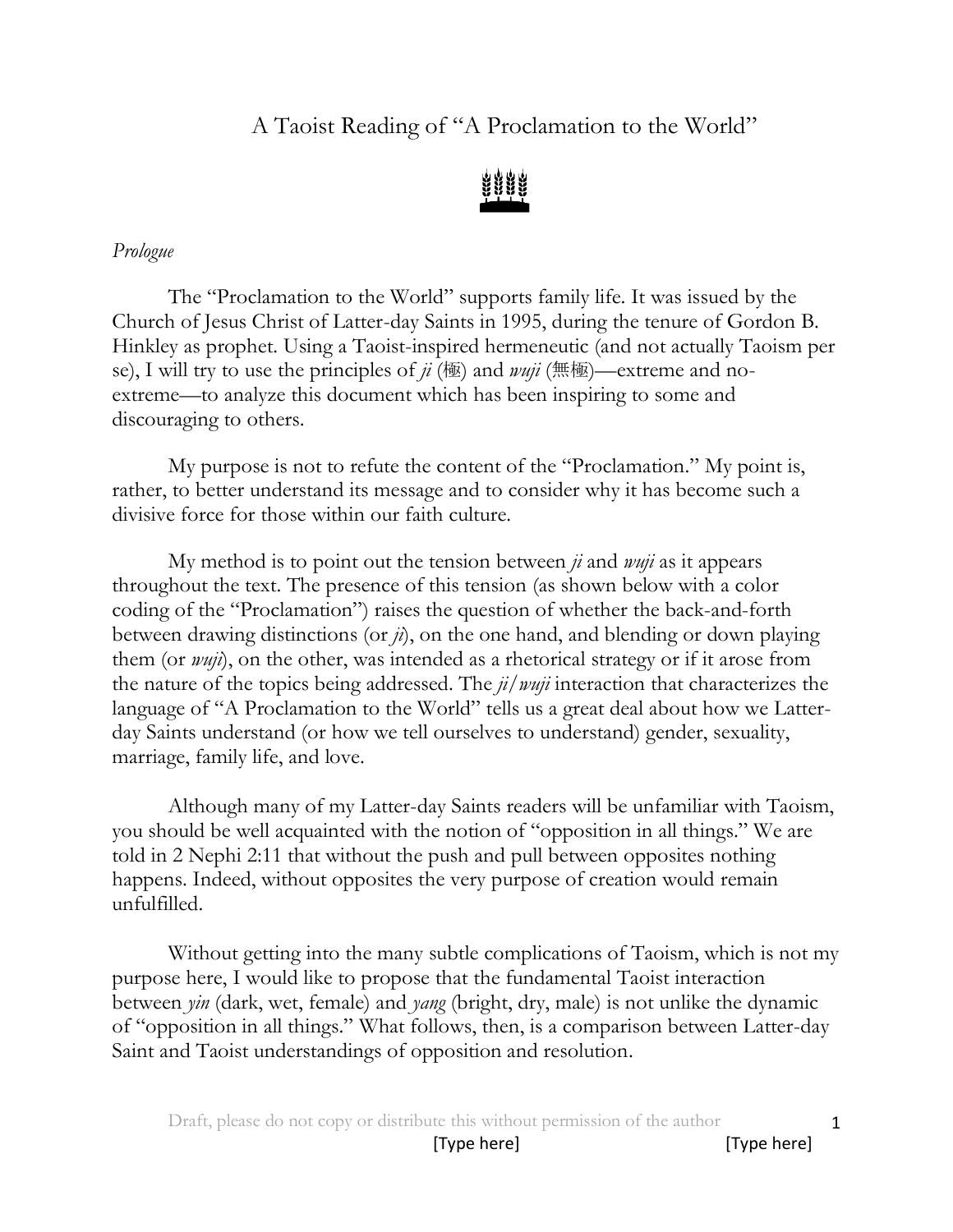# A Taoist Reading of "A Proclamation to the World"

*Prologue*

The "Proclamation to the World" supports family life. It was issued by the Church of Jesus Christ of Latter-day Saints in 1995, during the tenure of Gordon B. Hinkley as prophet. Using a Taoist-inspired hermeneutic (and not actually Taoism per se), I will try to use the principles of *ji* (極) and *wuji* (無極)—extreme and no-extreme—to analyze this document which has been inspiring to some and discouraging to others.

My purpose is not to refute the content of the "Proclamation." My point is, rather, to better understand its message and to consider why it has become such a divisive force for those within our faith culture.

My method is to point out the tension between *ji* and *wuji* as it appears throughout the text. The presence of this tension (as shown below with a color coding of the "Proclamation") raises the question of whether the back-and-forth between drawing distinctions (or *ji*), on the one hand, and blending or down playing them (or *wuji*), on the other, was intended as a rhetorical strategy or if it arose from the nature of the topics being addressed. The *ji*/*wuji* interaction that characterizes the language of "A Proclamation to the World" tells us a great deal about how we Latter-day Saints understand (or how we tell ourselves to understand) gender, sexuality, marriage, family life, and love.

Although many of my Latter-day Saints readers will be unfamiliar with Taoism, you should be well acquainted with the notion of "opposition in all things." We are told in 2 Nephi 2:11 that without the push and pull between opposites nothing happens. Indeed, without opposites the very purpose of creation would remain unfulfilled.

Without getting into the many subtle complications of Taoism, which is not my purpose here, I would like to propose that the fundamental Taoist interaction between *yin* (dark, wet, female) and *yang* (bright, dry, male) is not unlike the dynamic of "opposition in all things." What follows, then, is a comparison between Latter-day Saint and Taoist understandings of opposition and resolution.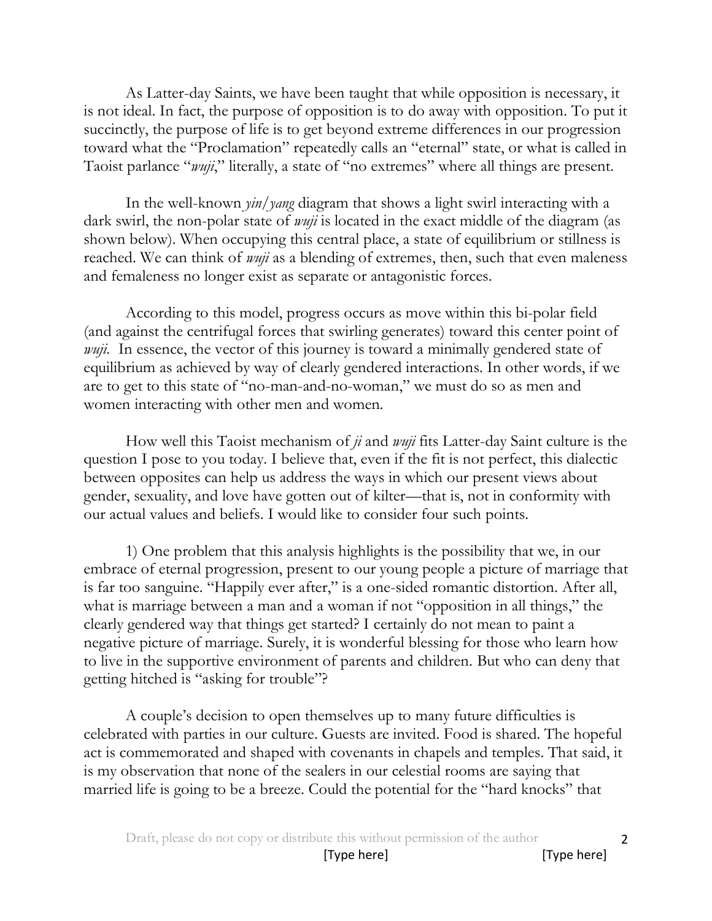As Latter-day Saints, we have been taught that while opposition is necessary, it is not ideal. In fact, the purpose of opposition is to do away with opposition. To put it succinctly, the purpose of life is to get beyond extreme differences in our progression toward what the "Proclamation" repeatedly calls an "eternal" state, or what is called in Taoist parlance "*wuji*," literally, a state of "no extremes" where all things are present.

In the well-known *yin/yang* diagram that shows a light swirl interacting with a dark swirl, the non-polar state of *wuji* is located in the exact middle of the diagram (as shown below). When occupying this central place, a state of equilibrium or stillness is reached. We can think of *wuji* as a blending of extremes, then, such that even maleness and femaleness no longer exist as separate or antagonistic forces.

According to this model, progress occurs as move within this bi-polar field (and against the centrifugal forces that swirling generates) toward this center point of *wuji*. In essence, the vector of this journey is toward a minimally gendered state of equilibrium as achieved by way of clearly gendered interactions. In other words, if we are to get to this state of "no-man-and-no-woman," we must do so as men and women interacting with other men and women.

How well this Taoist mechanism of *ji* and *wuji* fits Latter-day Saint culture is the question I pose to you today. I believe that, even if the fit is not perfect, this dialectic between opposites can help us address the ways in which our present views about gender, sexuality, and love have gotten out of kilter—that is, not in conformity with our actual values and beliefs. I would like to consider four such points.

1) One problem that this analysis highlights is the possibility that we, in our embrace of eternal progression, present to our young people a picture of marriage that is far too sanguine. "Happily ever after," is a one-sided romantic distortion. After all, what is marriage between a man and a woman if not "opposition in all things," the clearly gendered way that things get started? I certainly do not mean to paint a negative picture of marriage. Surely, it is wonderful blessing for those who learn how to live in the supportive environment of parents and children. But who can deny that getting hitched is "asking for trouble"?

A couple's decision to open themselves up to many future difficulties is celebrated with parties in our culture. Guests are invited. Food is shared. The hopeful act is commemorated and shaped with covenants in chapels and temples. That said, it is my observation that none of the sealers in our celestial rooms are saying that married life is going to be a breeze. Could the potential for the "hard knocks" that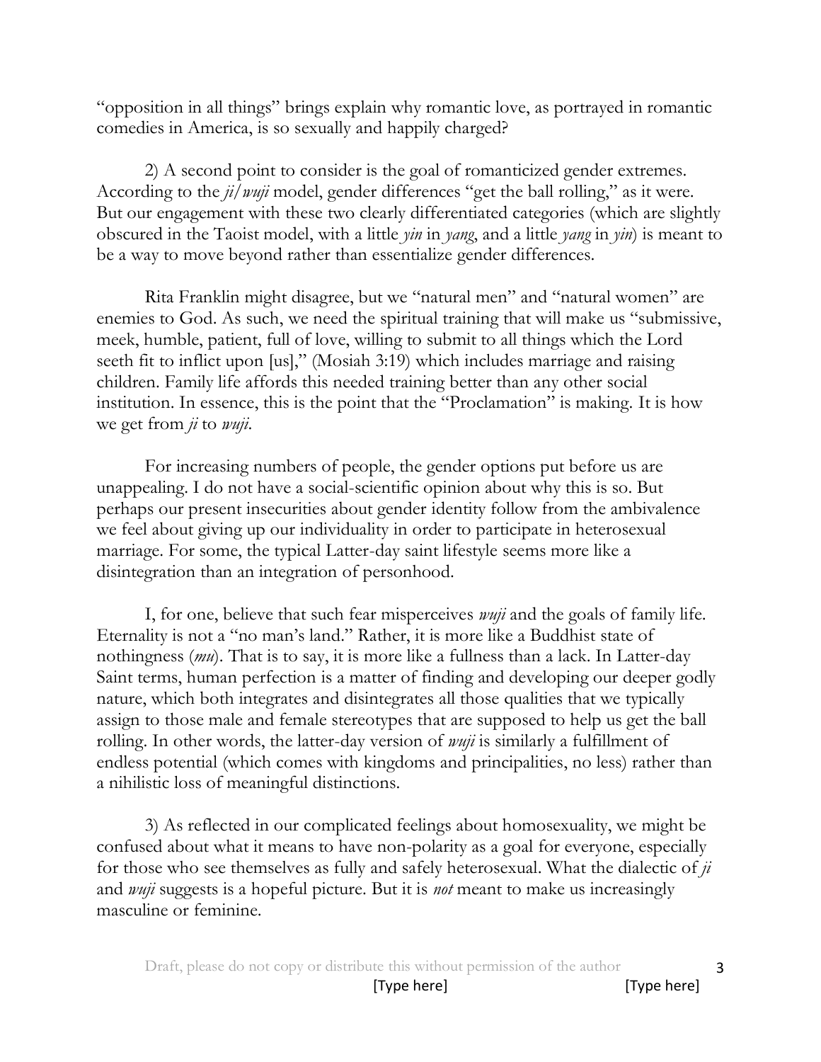"opposition in all things" brings explain why romantic love, as portrayed in romantic comedies in America, is so sexually and happily charged?

2) A second point to consider is the goal of romanticized gender extremes. According to the *ji/wuji* model, gender differences "get the ball rolling," as it were. But our engagement with these two clearly differentiated categories (which are slightly obscured in the Taoist model, with a little *yin* in *yang*, and a little *yang* in *yin*) is meant to be a way to move beyond rather than essentialize gender differences.

Rita Franklin might disagree, but we "natural men" and "natural women" are enemies to God. As such, we need the spiritual training that will make us "submissive, meek, humble, patient, full of love, willing to submit to all things which the Lord seeth fit to inflict upon [us]," (Mosiah 3:19) which includes marriage and raising children. Family life affords this needed training better than any other social institution. In essence, this is the point that the "Proclamation" is making. It is how we get from *ji* to *wuji*.

For increasing numbers of people, the gender options put before us are unappealing. I do not have a social-scientific opinion about why this is so. But perhaps our present insecurities about gender identity follow from the ambivalence we feel about giving up our individuality in order to participate in heterosexual marriage. For some, the typical Latter-day saint lifestyle seems more like a disintegration than an integration of personhood.

I, for one, believe that such fear misperceives *wuji* and the goals of family life. Eternality is not a "no man's land." Rather, it is more like a Buddhist state of nothingness (*mu*). That is to say, it is more like a fullness than a lack. In Latter-day Saint terms, human perfection is a matter of finding and developing our deeper godly nature, which both integrates and disintegrates all those qualities that we typically assign to those male and female stereotypes that are supposed to help us get the ball rolling. In other words, the latter-day version of *wuji* is similarly a fulfillment of endless potential (which comes with kingdoms and principalities, no less) rather than a nihilistic loss of meaningful distinctions.

3) As reflected in our complicated feelings about homosexuality, we might be confused about what it means to have non-polarity as a goal for everyone, especially for those who see themselves as fully and safely heterosexual. What the dialectic of *ji* and *wuji* suggests is a hopeful picture. But it is *not* meant to make us increasingly masculine or feminine.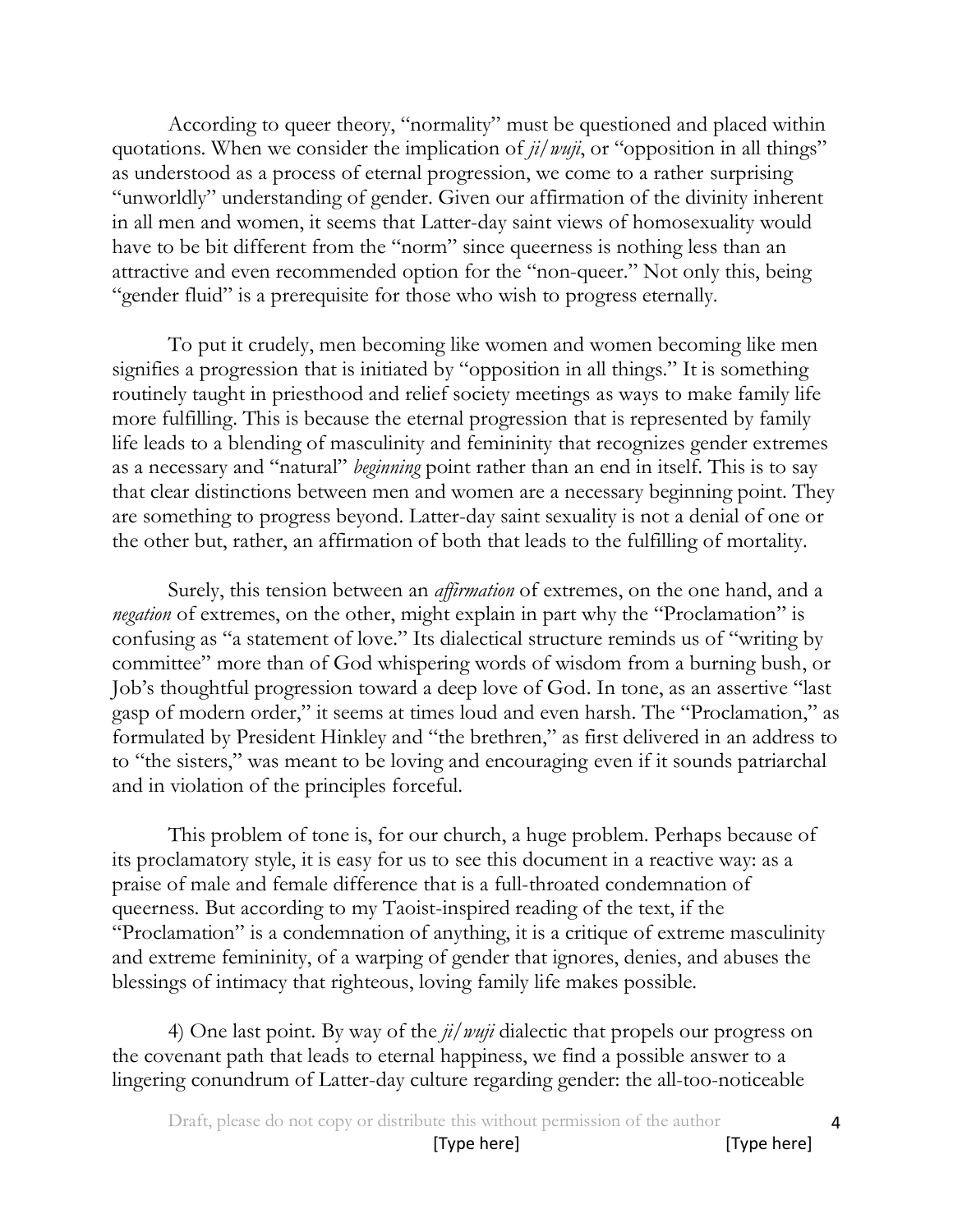According to queer theory, "normality" must be questioned and placed within quotations. When we consider the implication of *ji/wuji*, or "opposition in all things" as understood as a process of eternal progression, we come to a rather surprising "unworldly" understanding of gender. Given our affirmation of the divinity inherent in all men and women, it seems that Latter-day saint views of homosexuality would have to be bit different from the "norm" since queerness is nothing less than an attractive and even recommended option for the "non-queer." Not only this, being "gender fluid" is a prerequisite for those who wish to progress eternally.

To put it crudely, men becoming like women and women becoming like men signifies a progression that is initiated by "opposition in all things." It is something routinely taught in priesthood and relief society meetings as ways to make family life more fulfilling. This is because the eternal progression that is represented by family life leads to a blending of masculinity and femininity that recognizes gender extremes as a necessary and "natural" *beginning* point rather than an end in itself. This is to say that clear distinctions between men and women are a necessary beginning point. They are something to progress beyond. Latter-day saint sexuality is not a denial of one or the other but, rather, an affirmation of both that leads to the fulfilling of mortality.

Surely, this tension between an *affirmation* of extremes, on the one hand, and a *negation* of extremes, on the other, might explain in part why the "Proclamation" is confusing as "a statement of love." Its dialectical structure reminds us of "writing by committee" more than of God whispering words of wisdom from a burning bush, or Job's thoughtful progression toward a deep love of God. In tone, as an assertive "last gasp of modern order," it seems at times loud and even harsh. The "Proclamation," as formulated by President Hinkley and "the brethren," as first delivered in an address to to "the sisters," was meant to be loving and encouraging even if it sounds patriarchal and in violation of the principles forceful.

This problem of tone is, for our church, a huge problem. Perhaps because of its proclamatory style, it is easy for us to see this document in a reactive way: as a praise of male and female difference that is a full-throated condemnation of queerness. But according to my Taoist-inspired reading of the text, if the "Proclamation" is a condemnation of anything, it is a critique of extreme masculinity and extreme femininity, of a warping of gender that ignores, denies, and abuses the blessings of intimacy that righteous, loving family life makes possible.

4) One last point. By way of the *ji/wuji* dialectic that propels our progress on the covenant path that leads to eternal happiness, we find a possible answer to a lingering conundrum of Latter-day culture regarding gender: the all-too-noticeable

Draft, please do not copy or distribute this without permission of the author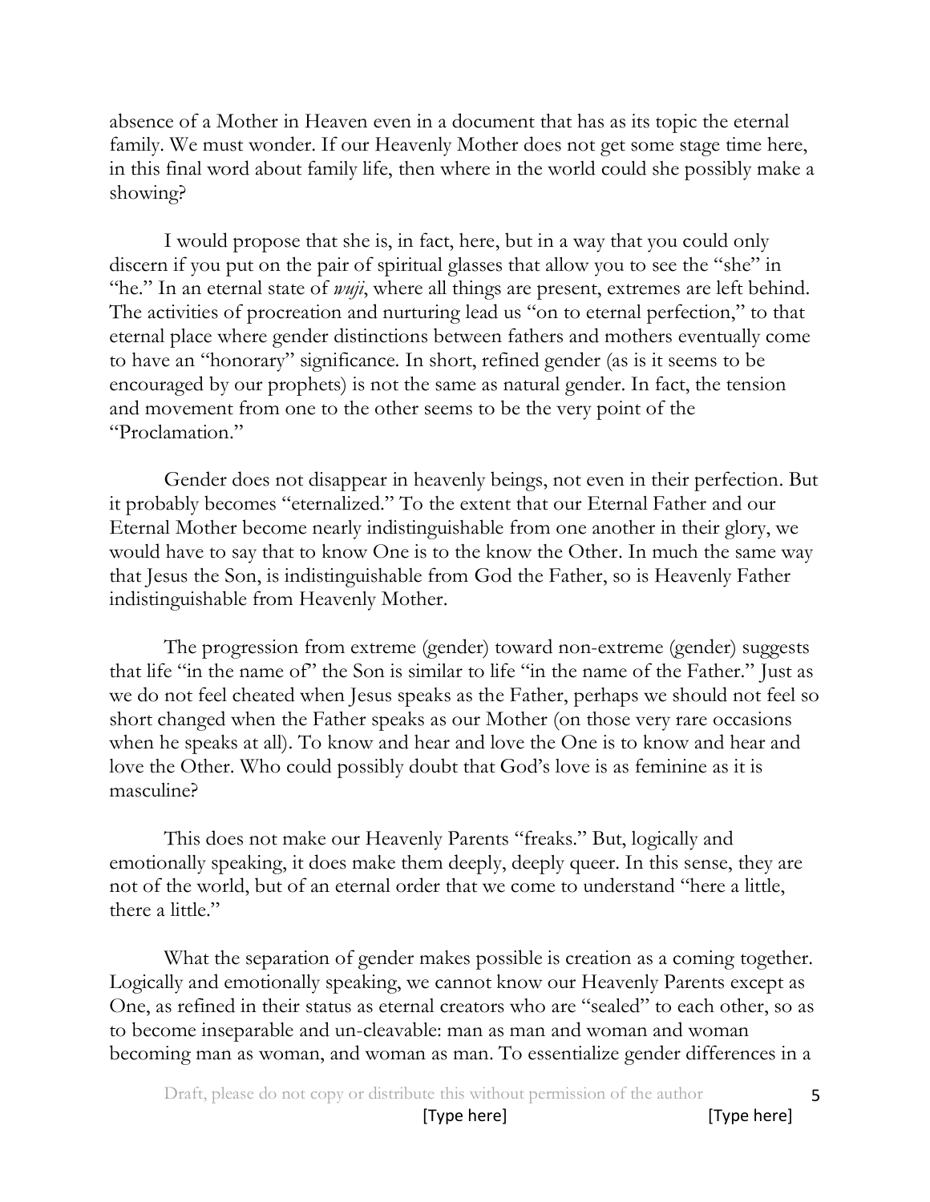absence of a Mother in Heaven even in a document that has as its topic the eternal family. We must wonder. If our Heavenly Mother does not get some stage time here, in this final word about family life, then where in the world could she possibly make a showing?

I would propose that she is, in fact, here, but in a way that you could only discern if you put on the pair of spiritual glasses that allow you to see the "she" in "he." In an eternal state of *wuji*, where all things are present, extremes are left behind. The activities of procreation and nurturing lead us "on to eternal perfection," to that eternal place where gender distinctions between fathers and mothers eventually come to have an "honorary" significance. In short, refined gender (as is it seems to be encouraged by our prophets) is not the same as natural gender. In fact, the tension and movement from one to the other seems to be the very point of the "Proclamation."

Gender does not disappear in heavenly beings, not even in their perfection. But it probably becomes "eternalized." To the extent that our Eternal Father and our Eternal Mother become nearly indistinguishable from one another in their glory, we would have to say that to know One is to the know the Other. In much the same way that Jesus the Son, is indistinguishable from God the Father, so is Heavenly Father indistinguishable from Heavenly Mother.

The progression from extreme (gender) toward non-extreme (gender) suggests that life "in the name of" the Son is similar to life "in the name of the Father." Just as we do not feel cheated when Jesus speaks as the Father, perhaps we should not feel so short changed when the Father speaks as our Mother (on those very rare occasions when he speaks at all). To know and hear and love the One is to know and hear and love the Other. Who could possibly doubt that God's love is as feminine as it is masculine?

This does not make our Heavenly Parents "freaks." But, logically and emotionally speaking, it does make them deeply, deeply queer. In this sense, they are not of the world, but of an eternal order that we come to understand "here a little, there a little."

What the separation of gender makes possible is creation as a coming together. Logically and emotionally speaking, we cannot know our Heavenly Parents except as One, as refined in their status as eternal creators who are "sealed" to each other, so as to become inseparable and un-cleavable: man as man and woman and woman becoming man as woman, and woman as man. To essentialize gender differences in a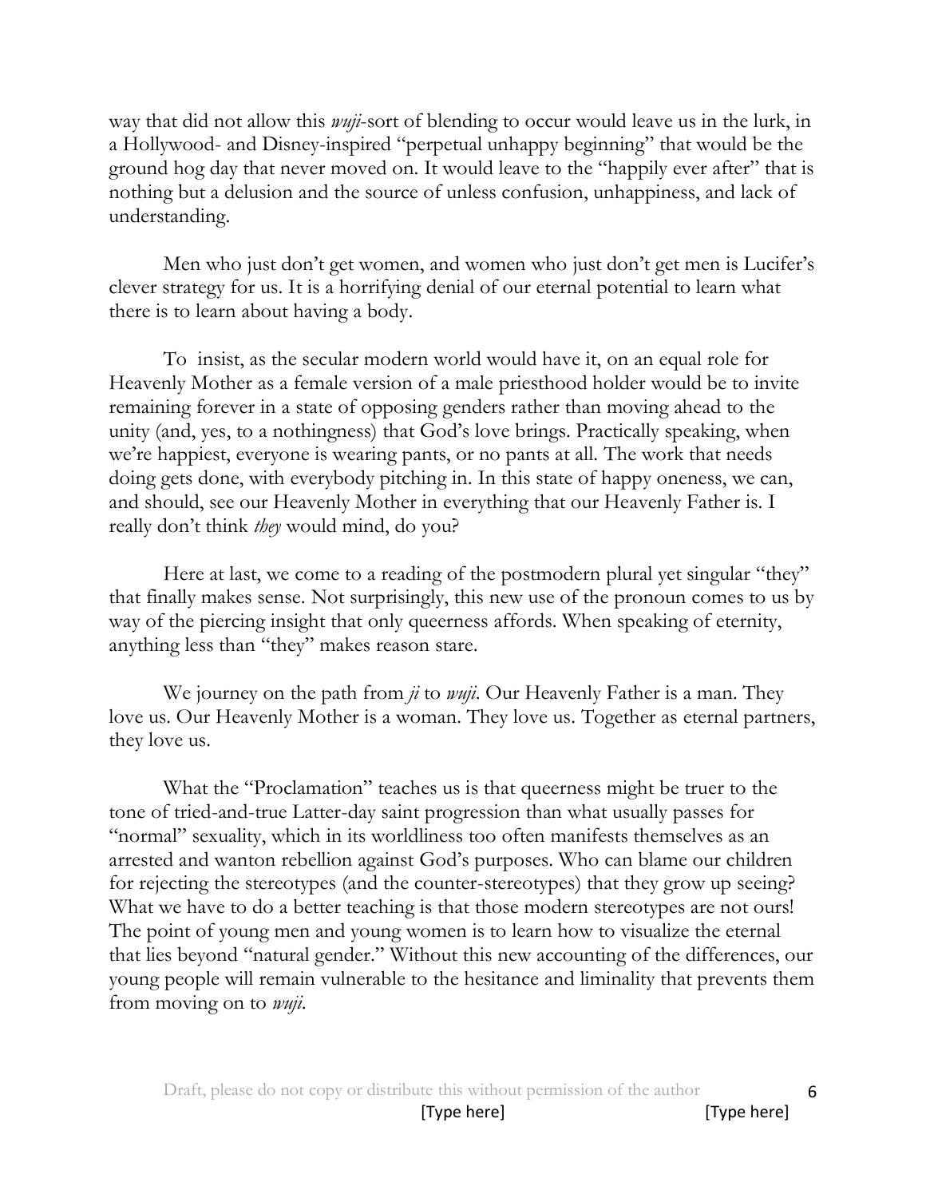way that did not allow this *wuji*-sort of blending to occur would leave us in the lurk, in a Hollywood- and Disney-inspired "perpetual unhappy beginning" that would be the ground hog day that never moved on. It would leave to the "happily ever after" that is nothing but a delusion and the source of unless confusion, unhappiness, and lack of understanding.

Men who just don't get women, and women who just don't get men is Lucifer's clever strategy for us. It is a horrifying denial of our eternal potential to learn what there is to learn about having a body.

To insist, as the secular modern world would have it, on an equal role for Heavenly Mother as a female version of a male priesthood holder would be to invite remaining forever in a state of opposing genders rather than moving ahead to the unity (and, yes, to a nothingness) that God's love brings. Practically speaking, when we're happiest, everyone is wearing pants, or no pants at all. The work that needs doing gets done, with everybody pitching in. In this state of happy oneness, we can, and should, see our Heavenly Mother in everything that our Heavenly Father is. I really don't think *they* would mind, do you?

Here at last, we come to a reading of the postmodern plural yet singular "they" that finally makes sense. Not surprisingly, this new use of the pronoun comes to us by way of the piercing insight that only queerness affords. When speaking of eternity, anything less than "they" makes reason stare.

We journey on the path from *ji* to *wuji*. Our Heavenly Father is a man. They love us. Our Heavenly Mother is a woman. They love us. Together as eternal partners, they love us.

What the "Proclamation" teaches us is that queerness might be truer to the tone of tried-and-true Latter-day saint progression than what usually passes for "normal" sexuality, which in its worldliness too often manifests themselves as an arrested and wanton rebellion against God's purposes. Who can blame our children for rejecting the stereotypes (and the counter-stereotypes) that they grow up seeing? What we have to do a better teaching is that those modern stereotypes are not ours! The point of young men and young women is to learn how to visualize the eternal that lies beyond "natural gender." Without this new accounting of the differences, our young people will remain vulnerable to the hesitance and liminality that prevents them from moving on to *wuji*.

Draft, please do not copy or distribute this without permission of the author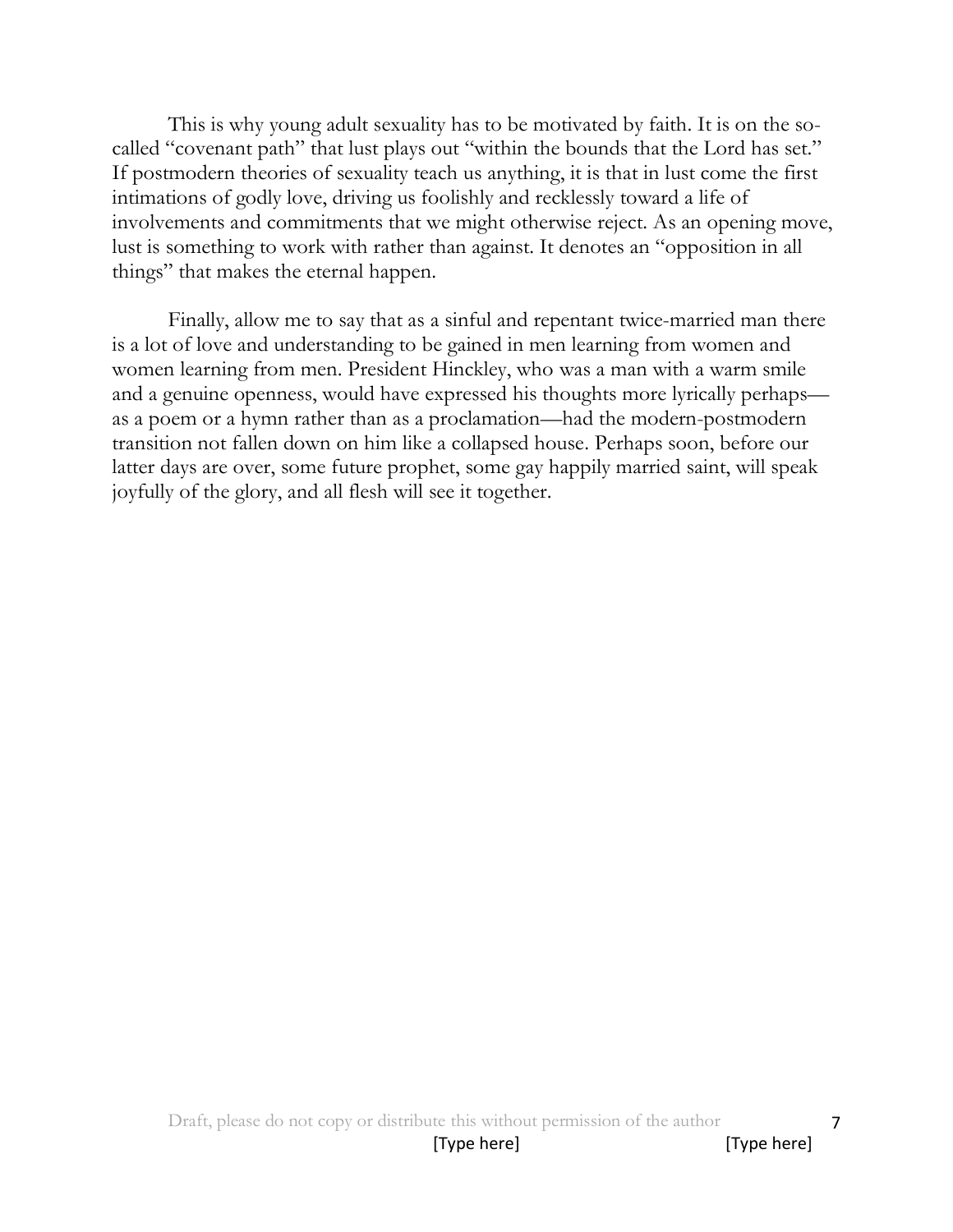This is why young adult sexuality has to be motivated by faith. It is on the so-called "covenant path" that lust plays out "within the bounds that the Lord has set." If postmodern theories of sexuality teach us anything, it is that in lust come the first intimations of godly love, driving us foolishly and recklessly toward a life of involvements and commitments that we might otherwise reject. As an opening move, lust is something to work with rather than against. It denotes an "opposition in all things" that makes the eternal happen.

Finally, allow me to say that as a sinful and repentant twice-married man there is a lot of love and understanding to be gained in men learning from women and women learning from men. President Hinckley, who was a man with a warm smile and a genuine openness, would have expressed his thoughts more lyrically perhaps—as a poem or a hymn rather than as a proclamation—had the modern-postmodern transition not fallen down on him like a collapsed house. Perhaps soon, before our latter days are over, some future prophet, some gay happily married saint, will speak joyfully of the glory, and all flesh will see it together.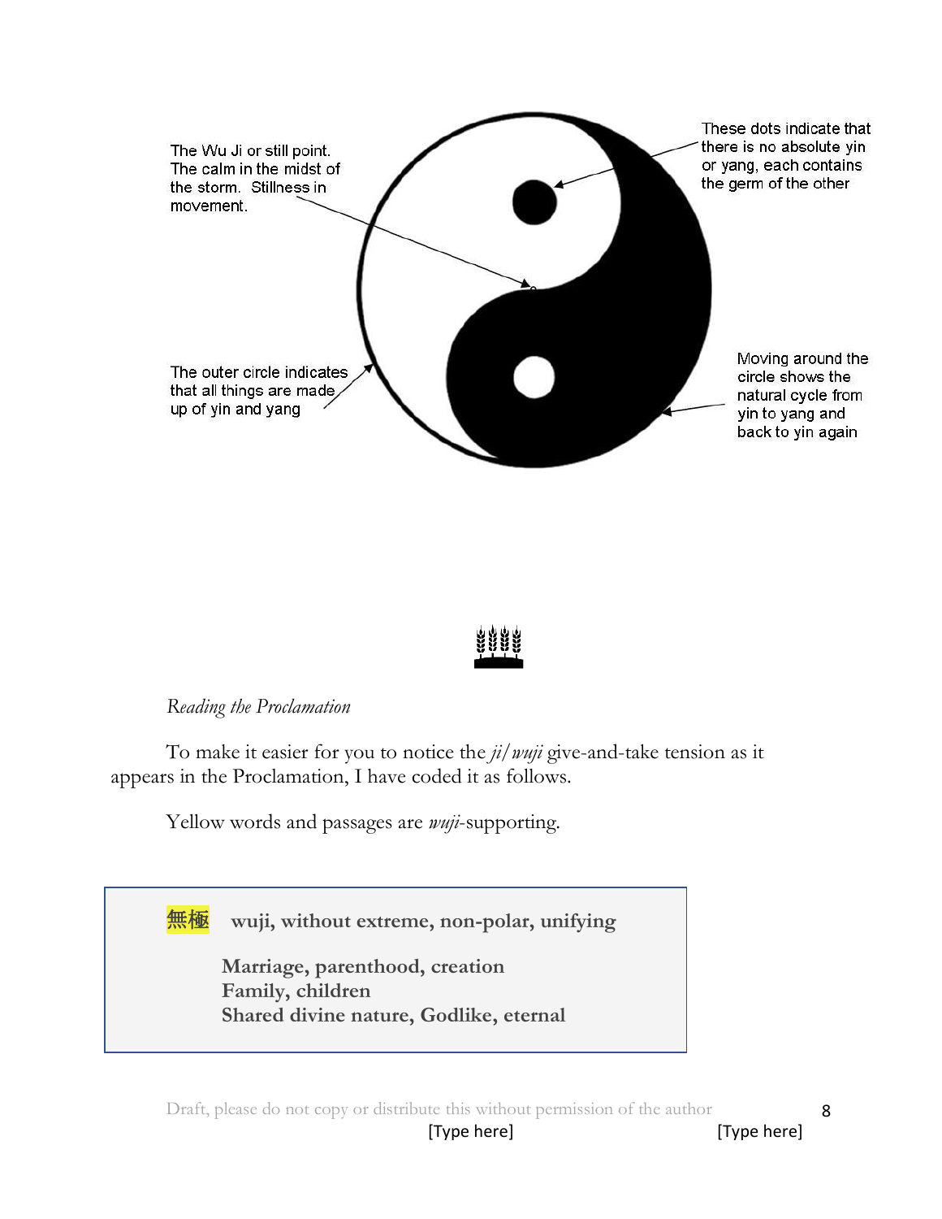The Wu Ji or still point. The calm in the midst of the storm. Stillness in movement.

These dots indicate that there is no absolute yin or yang, each contains the germ of the other

The outer circle indicates that all things are made up of yin and yang

Moving around the circle shows the natural cycle from yin to yang and back to yin again

*Reading the Proclamation*

To make it easier for you to notice the *ji/wuji* give-and-take tension as it appears in the Proclamation, I have coded it as follows.

Yellow words and passages are *wuji*-supporting.

> 無極 **wuji, without extreme, non-polar, unifying**
>
> **Marriage, parenthood, creation**
> **Family, children**
> **Shared divine nature, Godlike, eternal**

Draft, please do not copy or distribute this without permission of the author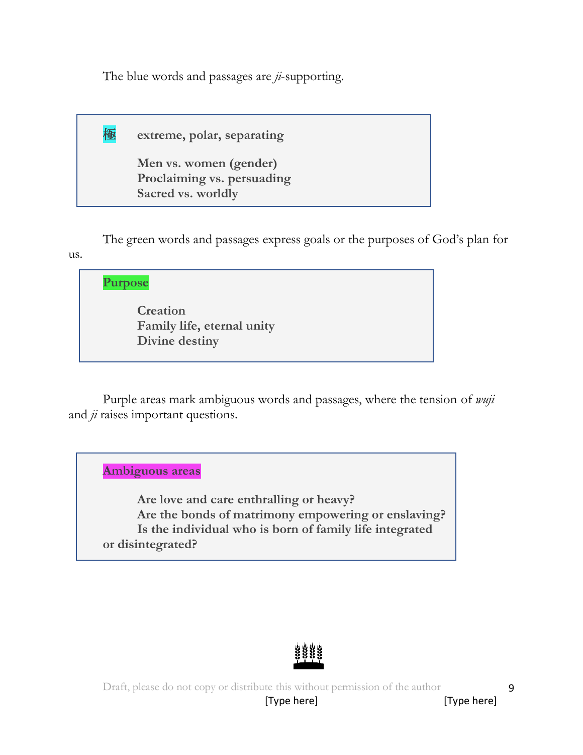The blue words and passages are *ji*-supporting.

> **極** **extreme, polar, separating**
>
> **Men vs. women (gender)**
> **Proclaiming vs. persuading**
> **Sacred vs. worldly**

The green words and passages express goals or the purposes of God's plan for us.

> **Purpose**
>
> **Creation**
> **Family life, eternal unity**
> **Divine destiny**

Purple areas mark ambiguous words and passages, where the tension of *wuji* and *ji* raises important questions.

> **Ambiguous areas**
>
> **Are love and care enthralling or heavy?**
> **Are the bonds of matrimony empowering or enslaving?**
> **Is the individual who is born of family life integrated or disintegrated?**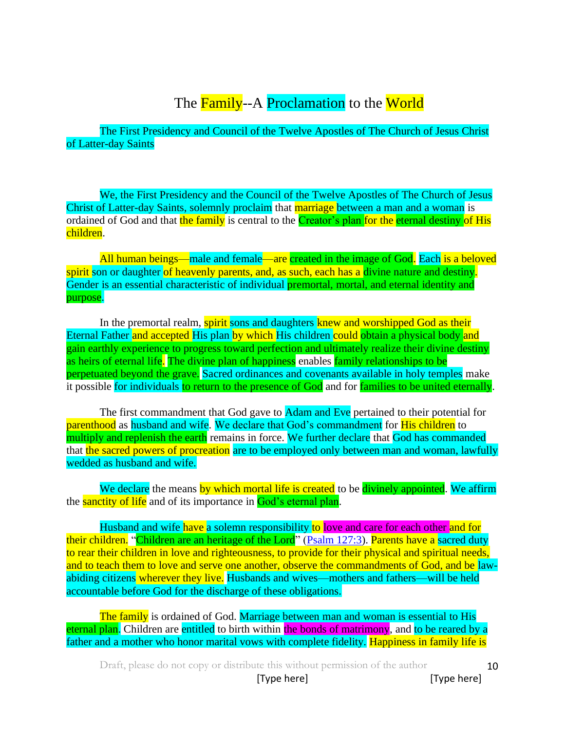# The Family--A Proclamation to the World

The First Presidency and Council of the Twelve Apostles of The Church of Jesus Christ of Latter-day Saints

We, the First Presidency and the Council of the Twelve Apostles of The Church of Jesus Christ of Latter-day Saints, solemnly proclaim that marriage between a man and a woman is ordained of God and that the family is central to the Creator's plan for the eternal destiny of His children.

All human beings—male and female—are created in the image of God. Each is a beloved spirit son or daughter of heavenly parents, and, as such, each has a divine nature and destiny. Gender is an essential characteristic of individual premortal, mortal, and eternal identity and purpose.

In the premortal realm, spirit sons and daughters knew and worshipped God as their Eternal Father and accepted His plan by which His children could obtain a physical body and gain earthly experience to progress toward perfection and ultimately realize their divine destiny as heirs of eternal life. The divine plan of happiness enables family relationships to be perpetuated beyond the grave. Sacred ordinances and covenants available in holy temples make it possible for individuals to return to the presence of God and for families to be united eternally.

The first commandment that God gave to Adam and Eve pertained to their potential for parenthood as husband and wife. We declare that God's commandment for His children to multiply and replenish the earth remains in force. We further declare that God has commanded that the sacred powers of procreation are to be employed only between man and woman, lawfully wedded as husband and wife.

We declare the means by which mortal life is created to be divinely appointed. We affirm the sanctity of life and of its importance in God's eternal plan.

Husband and wife have a solemn responsibility to love and care for each other and for their children. "Children are an heritage of the Lord" (Psalm 127:3). Parents have a sacred duty to rear their children in love and righteousness, to provide for their physical and spiritual needs, and to teach them to love and serve one another, observe the commandments of God, and be law-abiding citizens wherever they live. Husbands and wives—mothers and fathers—will be held accountable before God for the discharge of these obligations.

The family is ordained of God. Marriage between man and woman is essential to His eternal plan. Children are entitled to birth within the bonds of matrimony, and to be reared by a father and a mother who honor marital vows with complete fidelity. Happiness in family life is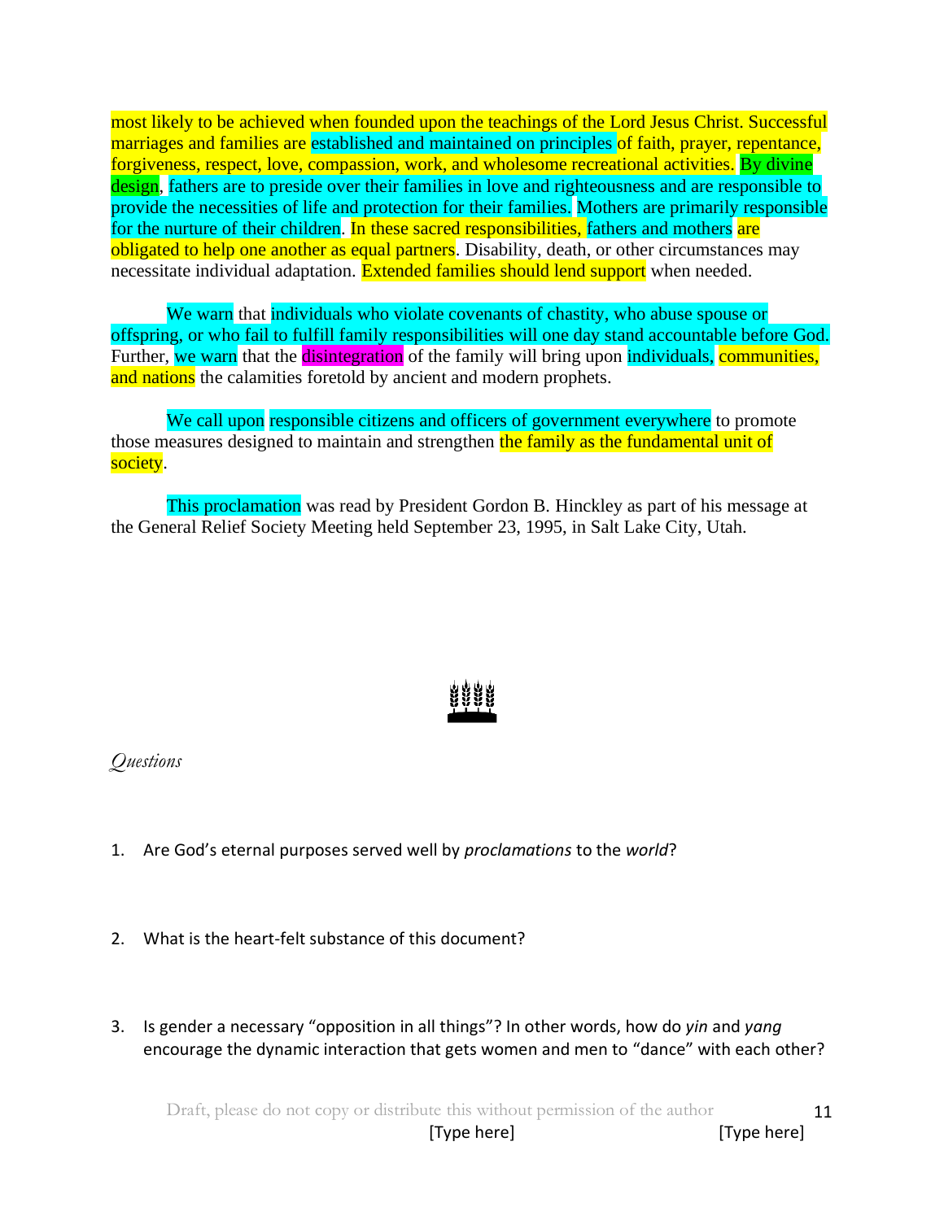most likely to be achieved when founded upon the teachings of the Lord Jesus Christ. Successful marriages and families are established and maintained on principles of faith, prayer, repentance, forgiveness, respect, love, compassion, work, and wholesome recreational activities. By divine design, fathers are to preside over their families in love and righteousness and are responsible to provide the necessities of life and protection for their families. Mothers are primarily responsible for the nurture of their children. In these sacred responsibilities, fathers and mothers are obligated to help one another as equal partners. Disability, death, or other circumstances may necessitate individual adaptation. Extended families should lend support when needed.

We warn that individuals who violate covenants of chastity, who abuse spouse or offspring, or who fail to fulfill family responsibilities will one day stand accountable before God. Further, we warn that the disintegration of the family will bring upon individuals, communities, and nations the calamities foretold by ancient and modern prophets.

We call upon responsible citizens and officers of government everywhere to promote those measures designed to maintain and strengthen the family as the fundamental unit of society.

This proclamation was read by President Gordon B. Hinckley as part of his message at the General Relief Society Meeting held September 23, 1995, in Salt Lake City, Utah.

*Questions*

1. Are God's eternal purposes served well by *proclamations* to the *world*?

2. What is the heart-felt substance of this document?

3. Is gender a necessary "opposition in all things"? In other words, how do *yin* and *yang* encourage the dynamic interaction that gets women and men to "dance" with each other?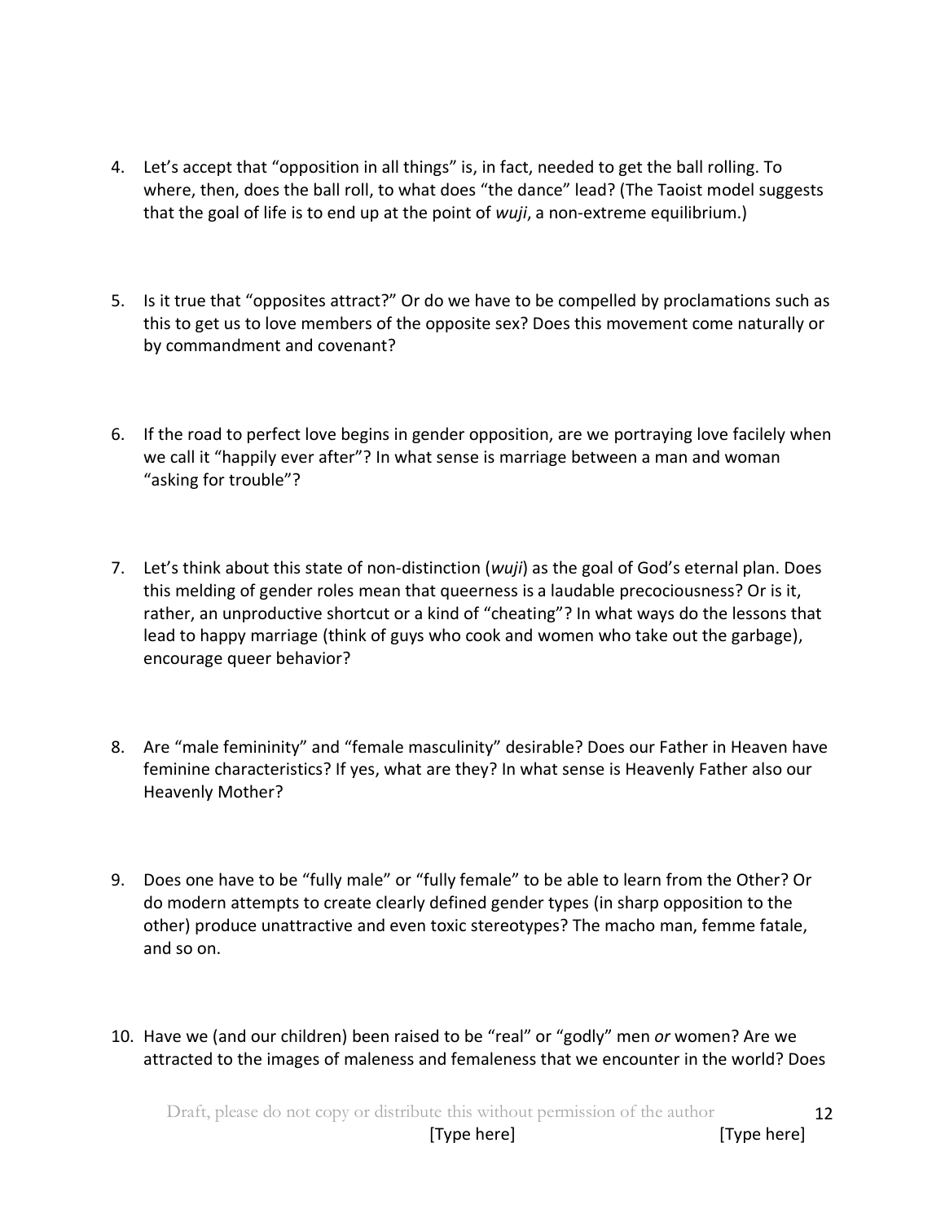4. Let's accept that "opposition in all things" is, in fact, needed to get the ball rolling. To where, then, does the ball roll, to what does "the dance" lead? (The Taoist model suggests that the goal of life is to end up at the point of *wuji*, a non-extreme equilibrium.)

5. Is it true that "opposites attract?" Or do we have to be compelled by proclamations such as this to get us to love members of the opposite sex? Does this movement come naturally or by commandment and covenant?

6. If the road to perfect love begins in gender opposition, are we portraying love facilely when we call it "happily ever after"? In what sense is marriage between a man and woman "asking for trouble"?

7. Let's think about this state of non-distinction (*wuji*) as the goal of God's eternal plan. Does this melding of gender roles mean that queerness is a laudable precociousness? Or is it, rather, an unproductive shortcut or a kind of "cheating"? In what ways do the lessons that lead to happy marriage (think of guys who cook and women who take out the garbage), encourage queer behavior?

8. Are "male femininity" and "female masculinity" desirable? Does our Father in Heaven have feminine characteristics? If yes, what are they? In what sense is Heavenly Father also our Heavenly Mother?

9. Does one have to be "fully male" or "fully female" to be able to learn from the Other? Or do modern attempts to create clearly defined gender types (in sharp opposition to the other) produce unattractive and even toxic stereotypes? The macho man, femme fatale, and so on.

10. Have we (and our children) been raised to be "real" or "godly" men *or* women? Are we attracted to the images of maleness and femaleness that we encounter in the world? Does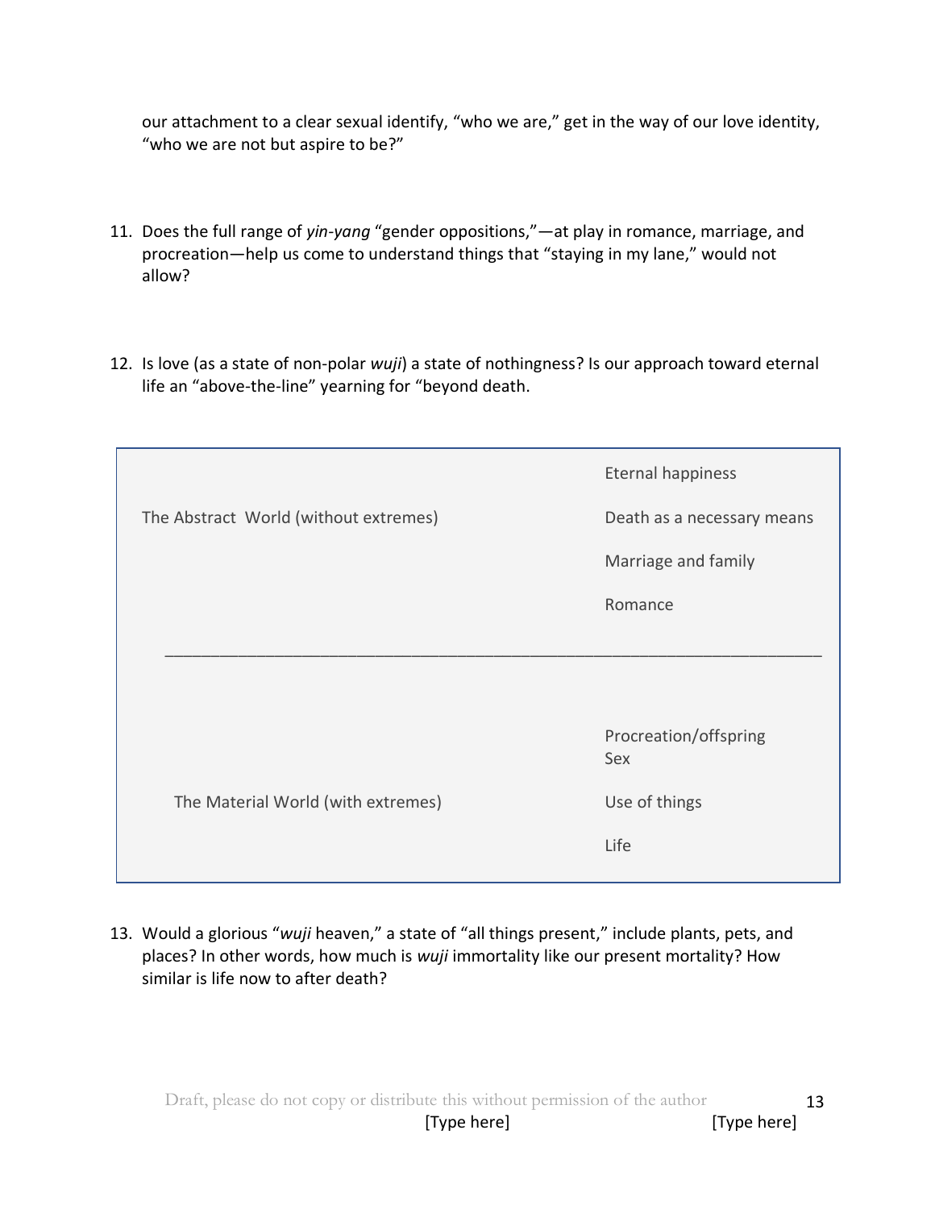our attachment to a clear sexual identify, "who we are," get in the way of our love identity, "who we are not but aspire to be?"

11. Does the full range of *yin-yang* "gender oppositions,"—at play in romance, marriage, and procreation—help us come to understand things that "staying in my lane," would not allow?

12. Is love (as a state of non-polar *wuji*) a state of nothingness? Is our approach toward eternal life an "above-the-line" yearning for "beyond death.

| | |
|---|---|
| | Eternal happiness |
| The Abstract World (without extremes) | Death as a necessary means |
| | Marriage and family |
| | Romance |
| | |
| | Procreation/offspring<br>Sex |
| The Material World (with extremes) | Use of things |
| | Life |

13. Would a glorious "*wuji* heaven," a state of "all things present," include plants, pets, and places? In other words, how much is *wuji* immortality like our present mortality? How similar is life now to after death?

Draft, please do not copy or distribute this without permission of the author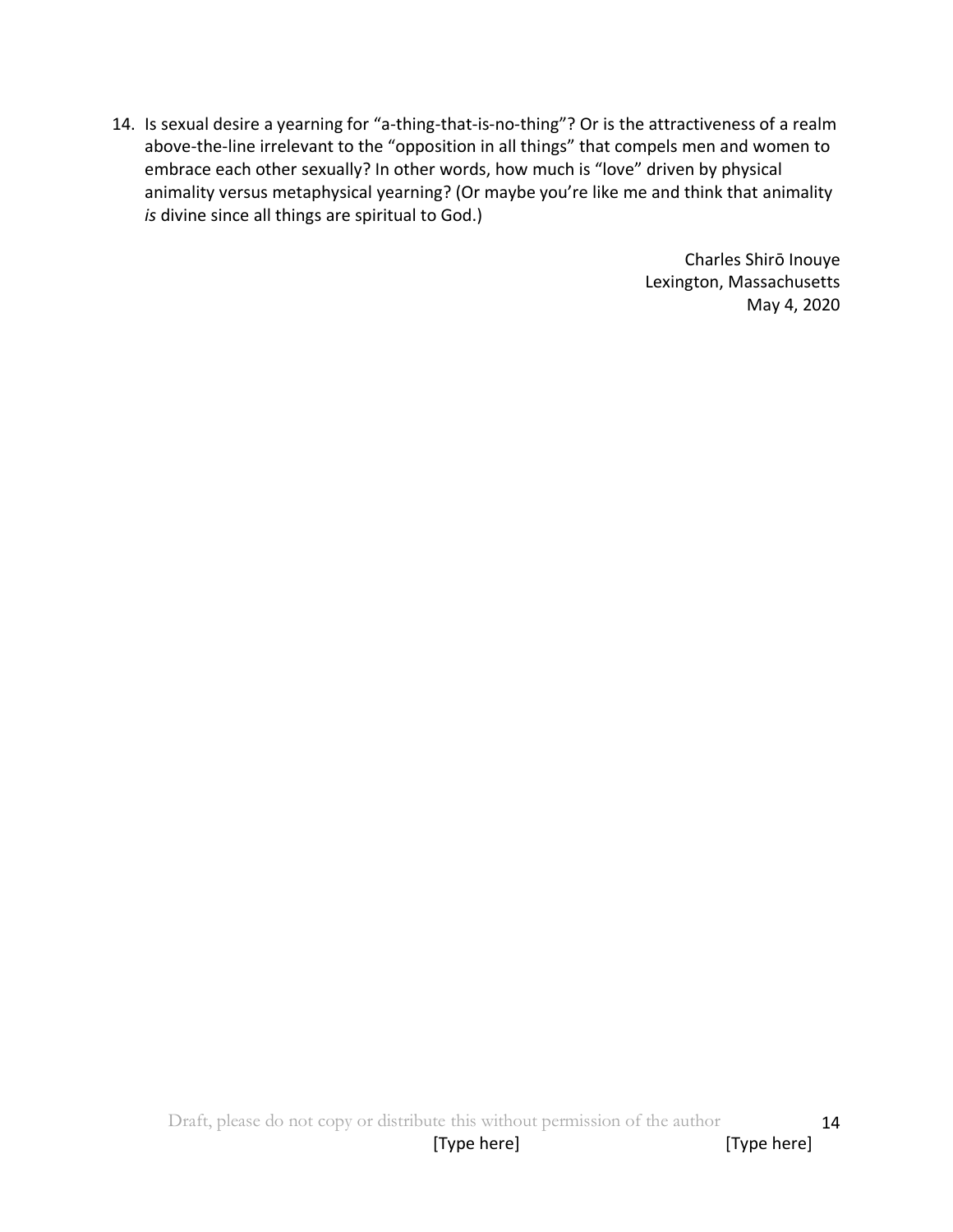14. Is sexual desire a yearning for “a-thing-that-is-no-thing”? Or is the attractiveness of a realm above-the-line irrelevant to the “opposition in all things” that compels men and women to embrace each other sexually? In other words, how much is “love” driven by physical animality versus metaphysical yearning? (Or maybe you’re like me and think that animality *is* divine since all things are spiritual to God.)

Charles Shirō Inouye
Lexington, Massachusetts
May 4, 2020